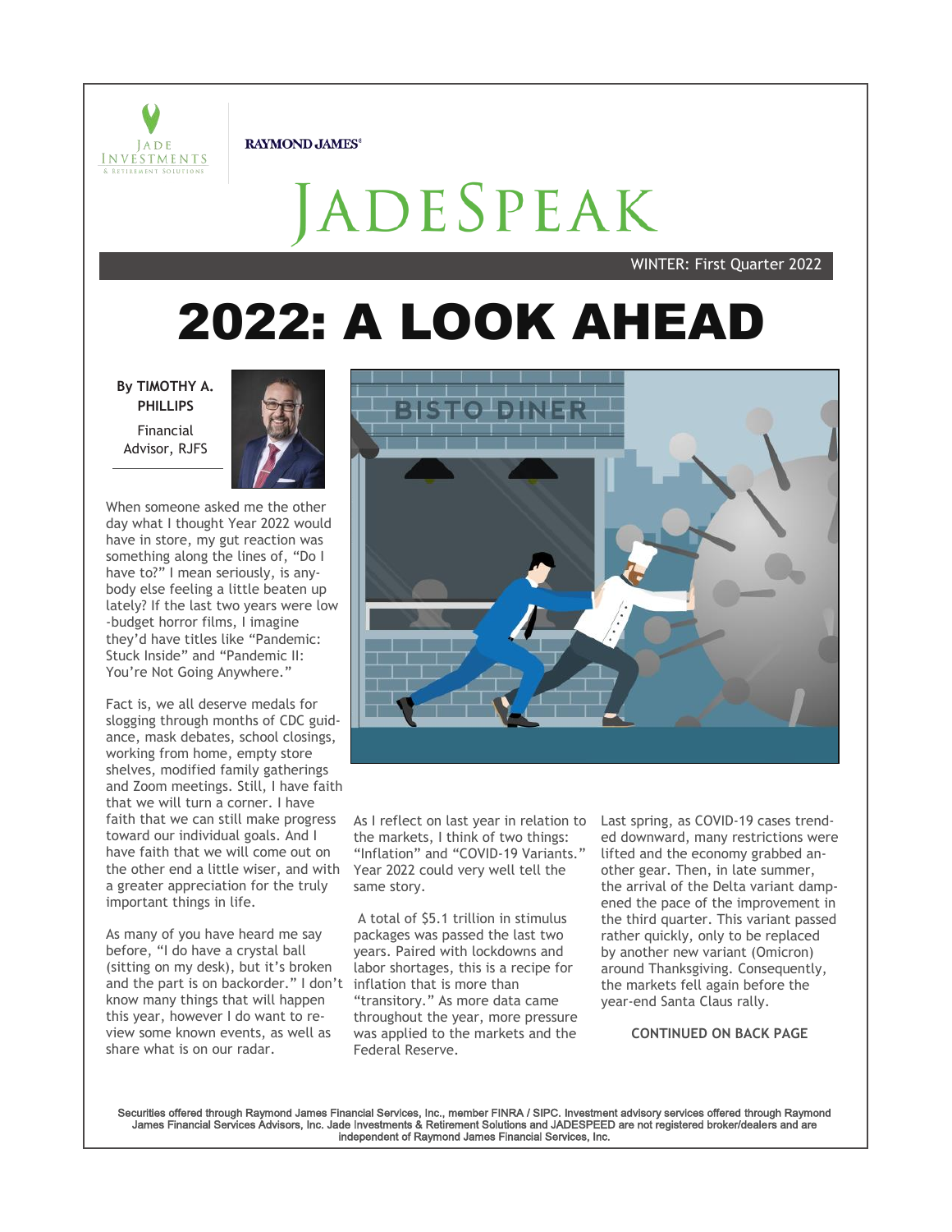RAYMOND JAMES

# JADESPEAK

WINTER: First Quarter 2022

# 2022: A LOOK AHEAD

**By TIMOTHY A. PHILLIPS**

Financial Advisor, RJFS

When someone asked me the other day what I thought Year 2022 would have in store, my gut reaction was something along the lines of, "Do I have to?" I mean seriously, is anybody else feeling a little beaten up lately? If the last two years were low-budget horror films, I imagine they'd have titles like "Pandemic: Stuck Inside" and "Pandemic II: You're Not Going Anywhere."

Fact is, we all deserve medals for slogging through months of CDC guidance, mask debates, school closings, working from home, empty store shelves, modified family gatherings and Zoom meetings. Still, I have faith that we will turn a corner. I have faith that we can still make progress toward our individual goals. And I have faith that we will come out on the other end a little wiser, and with a greater appreciation for the truly important things in life.

As many of you have heard me say before, "I do have a crystal ball (sitting on my desk), but it's broken and the part is on backorder." I don't know many things that will happen this year, however I do want to review some known events, as well as share what is on our radar.

As I reflect on last year in relation to the markets, I think of two things: "Inflation" and "COVID-19 Variants." Year 2022 could very well tell the same story.

A total of $5.1 trillion in stimulus packages was passed the last two years. Paired with lockdowns and labor shortages, this is a recipe for inflation that is more than "transitory." As more data came throughout the year, more pressure was applied to the markets and the Federal Reserve.

Last spring, as COVID-19 cases trended downward, many restrictions were lifted and the economy grabbed another gear. Then, in late summer, the arrival of the Delta variant dampened the pace of the improvement in the third quarter. This variant passed rather quickly, only to be replaced by another new variant (Omicron) around Thanksgiving. Consequently, the markets fell again before the year-end Santa Claus rally.

**CONTINUED ON BACK PAGE**

Securities offered through Raymond James Financial Services, Inc., member FINRA / SIPC. Investment advisory services offered through Raymond James Financial Services Advisors, Inc. Jade Investments & Retirement Solutions and JADESPEED are not registered broker/dealers and are independent of Raymond James Financial Services, Inc.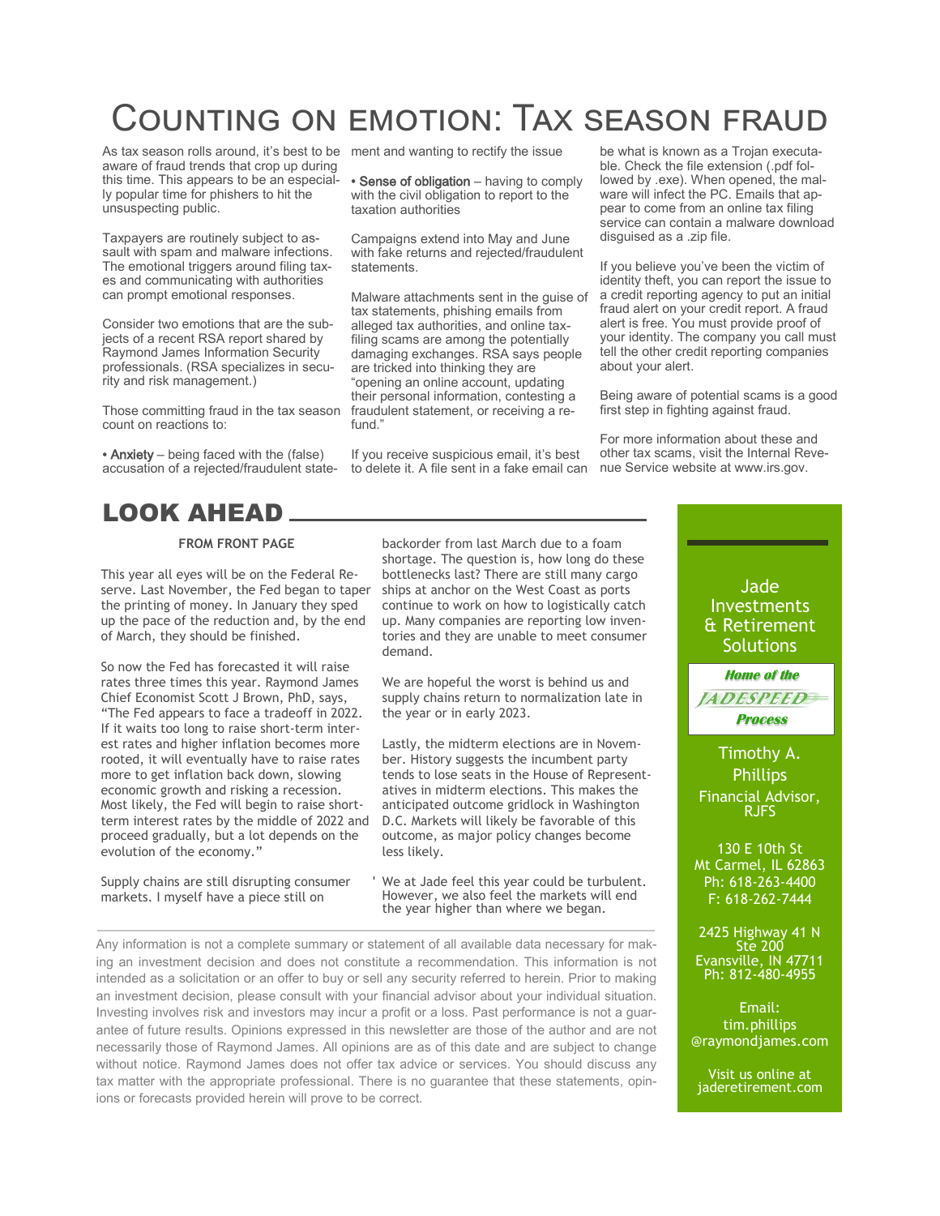# Counting on emotion: Tax season fraud

As tax season rolls around, it's best to be aware of fraud trends that crop up during this time. This appears to be an especially popular time for phishers to hit the unsuspecting public.

Taxpayers are routinely subject to assault with spam and malware infections. The emotional triggers around filing taxes and communicating with authorities can prompt emotional responses.

Consider two emotions that are the subjects of a recent RSA report shared by Raymond James Information Security professionals. (RSA specializes in security and risk management.)

Those committing fraud in the tax season count on reactions to:

- **Anxiety** – being faced with the (false) accusation of a rejected/fraudulent statement and wanting to rectify the issue
- **Sense of obligation** – having to comply with the civil obligation to report to the taxation authorities

Campaigns extend into May and June with fake returns and rejected/fraudulent statements.

Malware attachments sent in the guise of tax statements, phishing emails from alleged tax authorities, and online tax-filing scams are among the potentially damaging exchanges. RSA says people are tricked into thinking they are "opening an online account, updating their personal information, contesting a fraudulent statement, or receiving a refund."

If you receive suspicious email, it's best to delete it. A file sent in a fake email can be what is known as a Trojan executable. Check the file extension (.pdf followed by .exe). When opened, the malware will infect the PC. Emails that appear to come from an online tax filing service can contain a malware download disguised as a .zip file.

If you believe you've been the victim of identity theft, you can report the issue to a credit reporting agency to put an initial fraud alert on your credit report. A fraud alert is free. You must provide proof of your identity. The company you call must tell the other credit reporting companies about your alert.

Being aware of potential scams is a good first step in fighting against fraud.

For more information about these and other tax scams, visit the Internal Revenue Service website at www.irs.gov.

## LOOK AHEAD

**FROM FRONT PAGE**

This year all eyes will be on the Federal Reserve. Last November, the Fed began to taper the printing of money. In January they sped up the pace of the reduction and, by the end of March, they should be finished.

So now the Fed has forecasted it will raise rates three times this year. Raymond James Chief Economist Scott J Brown, PhD, says, "The Fed appears to face a tradeoff in 2022. If it waits too long to raise short-term interest rates and higher inflation becomes more rooted, it will eventually have to raise rates more to get inflation back down, slowing economic growth and risking a recession. Most likely, the Fed will begin to raise short-term interest rates by the middle of 2022 and proceed gradually, but a lot depends on the evolution of the economy."

Supply chains are still disrupting consumer markets. I myself have a piece still on backorder from last March due to a foam shortage. The question is, how long do these bottlenecks last? There are still many cargo ships at anchor on the West Coast as ports continue to work on how to logistically catch up. Many companies are reporting low inventories and they are unable to meet consumer demand.

We are hopeful the worst is behind us and supply chains return to normalization late in the year or in early 2023.

Lastly, the midterm elections are in November. History suggests the incumbent party tends to lose seats in the House of Representatives in midterm elections. This makes the anticipated outcome gridlock in Washington D.C. Markets will likely be favorable of this outcome, as major policy changes become less likely.

We at Jade feel this year could be turbulent. However, we also feel the markets will end the year higher than where we began.

---

Any information is not a complete summary or statement of all available data necessary for making an investment decision and does not constitute a recommendation. This information is not intended as a solicitation or an offer to buy or sell any security referred to herein. Prior to making an investment decision, please consult with your financial advisor about your individual situation. Investing involves risk and investors may incur a profit or a loss. Past performance is not a guarantee of future results. Opinions expressed in this newsletter are those of the author and are not necessarily those of Raymond James. All opinions are as of this date and are subject to change without notice. Raymond James does not offer tax advice or services. You should discuss any tax matter with the appropriate professional. There is no guarantee that these statements, opinions or forecasts provided herein will prove to be correct.

---

Jade Investments & Retirement Solutions

*Home of the JADESPEED Process*

Timothy A. Phillips
Financial Advisor, RJFS

130 E 10th St
Mt Carmel, IL 62863
Ph: 618-263-4400
F: 618-262-7444

2425 Highway 41 N
Ste 200
Evansville, IN 47711
Ph: 812-480-4955

Email:
tim.phillips@raymondjames.com

Visit us online at
jaderetirement.com